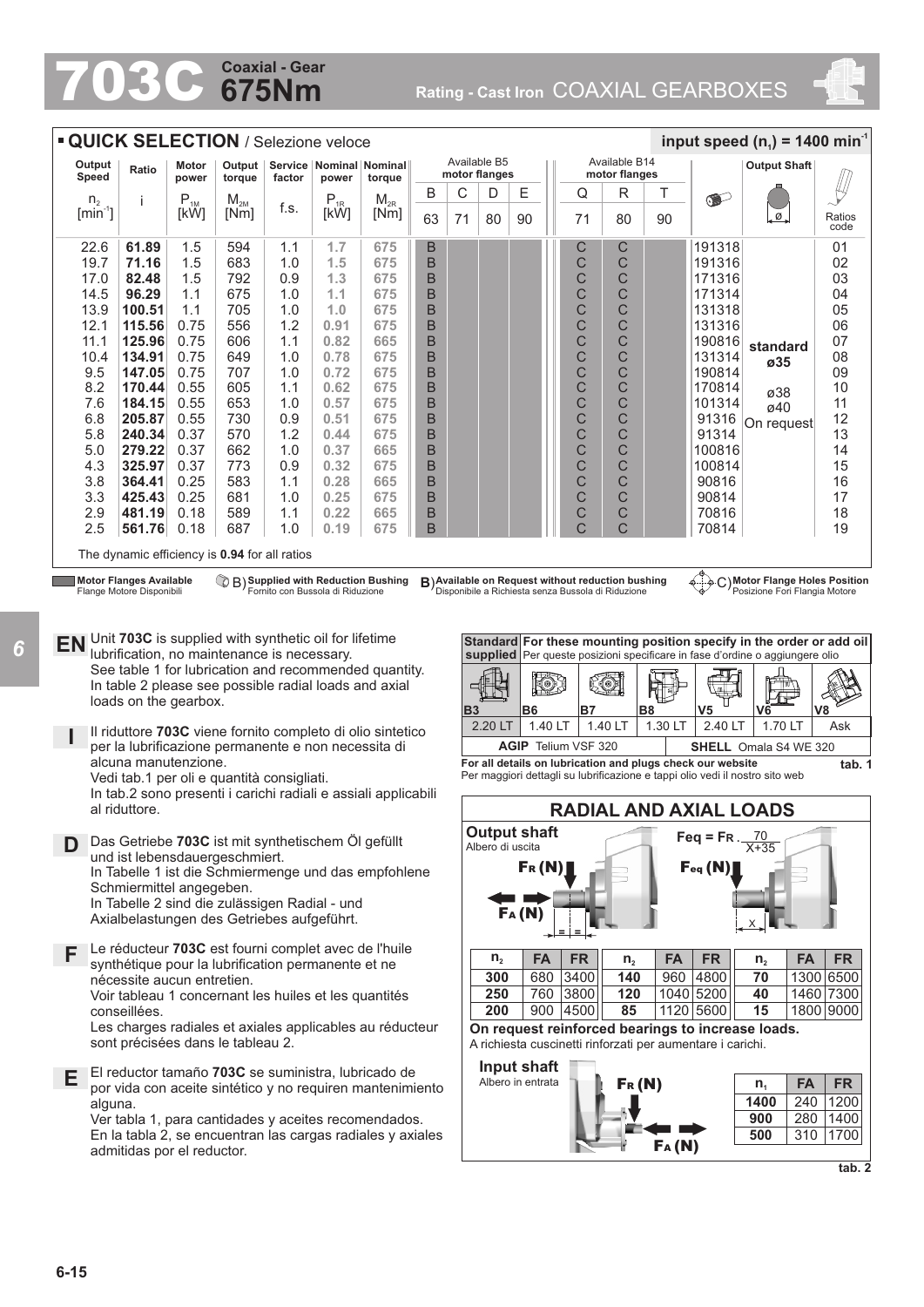# 703C Coaxial - Gear 675Nm

Rating - Cast Iron COAXIAL GEARBOXES

## QUICK SELECTION / Selezione veloce

input speed ($n_1$) = 1400 min$^{-1}$

| Output Speed $n_2$ [min$^{-1}$] | Ratio i | Motor power $P_{1M}$ [kW] | Output torque $M_{2M}$ [Nm] | Service factor f.s. | Nominal power $P_{1R}$ [kW] | Nominal torque $M_{2R}$ [Nm] | Available B5 motor flanges B 63 | C 71 | D 80 | E 90 | Available B14 motor flanges Q 71 | R 80 | T 90 | | Output Shaft | Ratios code |
|---|---|---|---|---|---|---|---|---|---|---|---|---|---|---|---|---|
| 22.6 | **61.89** | 1.5 | 594 | 1.1 | 1.7 | 675 | B | | | | C | C | | 191318 | standard ø35 | 01 |
| 19.7 | **71.16** | 1.5 | 683 | 1.0 | 1.5 | 675 | B | | | | C | C | | 191316 | | 02 |
| 17.0 | **82.48** | 1.5 | 792 | 0.9 | 1.3 | 675 | B | | | | C | C | | 171316 | | 03 |
| 14.5 | **96.29** | 1.1 | 675 | 1.0 | 1.1 | 675 | B | | | | C | C | | 171314 | | 04 |
| 13.9 | **100.51** | 1.1 | 705 | 1.0 | 1.0 | 675 | B | | | | C | C | | 131318 | | 05 |
| 12.1 | **115.56** | 0.75 | 556 | 1.2 | 0.91 | 675 | B | | | | C | C | | 131316 | | 06 |
| 11.1 | **125.96** | 0.75 | 606 | 1.1 | 0.82 | 665 | B | | | | C | C | | 190816 | | 07 |
| 10.4 | **134.91** | 0.75 | 649 | 1.0 | 0.78 | 675 | B | | | | C | C | | 131314 | | 08 |
| 9.5 | **147.05** | 0.75 | 707 | 1.0 | 0.72 | 675 | B | | | | C | C | | 190814 | | 09 |
| 8.2 | **170.44** | 0.55 | 605 | 1.1 | 0.62 | 675 | B | | | | C | C | | 170814 | ø38 ø40 On request | 10 |
| 7.6 | **184.15** | 0.55 | 653 | 1.0 | 0.57 | 675 | B | | | | C | C | | 101314 | | 11 |
| 6.8 | **205.87** | 0.55 | 730 | 0.9 | 0.51 | 675 | B | | | | C | C | | 91316 | | 12 |
| 5.8 | **240.34** | 0.37 | 570 | 1.2 | 0.44 | 675 | B | | | | C | C | | 91314 | | 13 |
| 5.0 | **279.22** | 0.37 | 662 | 1.0 | 0.37 | 665 | B | | | | C | C | | 100816 | | 14 |
| 4.3 | **325.97** | 0.37 | 773 | 0.9 | 0.32 | 675 | B | | | | C | C | | 100814 | | 15 |
| 3.8 | **364.41** | 0.25 | 583 | 1.1 | 0.28 | 665 | B | | | | C | C | | 90816 | | 16 |
| 3.3 | **425.43** | 0.25 | 681 | 1.0 | 0.25 | 675 | B | | | | C | C | | 90814 | | 17 |
| 2.9 | **481.19** | 0.18 | 589 | 1.1 | 0.22 | 665 | B | | | | C | C | | 70816 | | 18 |
| 2.5 | **561.76** | 0.18 | 687 | 1.0 | 0.19 | 675 | B | | | | C | C | | 70814 | | 19 |

The dynamic efficiency is **0.94** for all ratios

**Motor Flanges Available** Flange Motore Disponibili — B) **Supplied with Reduction Bushing** Fornito con Bussola di Riduzione — B) **Available on Request without reduction bushing** Disponibile a Richiesta senza Bussola di Riduzione — C) **Motor Flange Holes Position** Posizione Fori Flangia Motore

**EN** Unit **703C** is supplied with synthetic oil for lifetime lubrification, no maintenance is necessary.
See table 1 for lubrication and recommended quantity.
In table 2 please see possible radial loads and axial loads on the gearbox.

**I** Il riduttore **703C** viene fornito completo di olio sintetico per la lubrificazione permanente e non necessita di alcuna manutenzione.
Vedi tab.1 per oli e quantità consigliati.
In tab.2 sono presenti i carichi radiali e assiali applicabili al riduttore.

**D** Das Getriebe **703C** ist mit synthetischem Öl gefüllt und ist lebensdauergeschmiert.
In Tabelle 1 ist die Schmiermenge und das empfohlene Schmiermittel angegeben.
In Tabelle 2 sind die zulässigen Radial - und Axialbelastungen des Getriebes aufgeführt.

**F** Le réducteur **703C** est fourni complet avec de l'huile synthétique pour la lubrification permanente et ne nécessite aucun entretien.
Voir tableau 1 concernant les huiles et les quantités conseillées.
Les charges radiales et axiales applicables au réducteur sont précisées dans le tableau 2.

**E** El reductor tamaño **703C** se suministra, lubricado de por vida con aceite sintético y no requiren mantenimiento alguna.
Ver tabla 1, para cantidades y aceites recomendados.
En la tabla 2, se encuentran las cargas radiales y axiales admitidas por el reductor.

| Standard supplied | For these mounting position specify in the order or add oil / Per queste posizioni specificare in fase d'ordine o aggiungere olio | | | | | |
|---|---|---|---|---|---|---|
| B3 | B6 | B7 | B8 | V5 | V6 | V8 |
| 2.20 LT | 1.40 LT | 1.40 LT | 1.30 LT | 2.40 LT | 1.70 LT | Ask |
| **AGIP** Telium VSF 320 | | | **SHELL** Omala S4 WE 320 | | | |

**For all details on lubrication and plugs check our website**
Per maggiori dettagli su lubrificazione e tappi olio vedi il nostro sito web

**tab. 1**

## RADIAL AND AXIAL LOADS

**Output shaft**
Albero di uscita

$$F_{eq} = F_R \cdot \frac{70}{X+35}$$

| $n_2$ | FA | FR | $n_2$ | FA | FR | $n_2$ | FA | FR |
|---|---|---|---|---|---|---|---|---|
| **300** | 680 | 3400 | **140** | 960 | 4800 | **70** | 1300 | 6500 |
| **250** | 760 | 3800 | **120** | 1040 | 5200 | **40** | 1460 | 7300 |
| **200** | 900 | 4500 | **85** | 1120 | 5600 | **15** | 1800 | 9000 |

**On request reinforced bearings to increase loads.**
A richiesta cuscinetti rinforzati per aumentare i carichi.

**Input shaft**
Albero in entrata

| $n_1$ | FA | FR |
|---|---|---|
| **1400** | 240 | 1200 |
| **900** | 280 | 1400 |
| **500** | 310 | 1700 |

**tab. 2**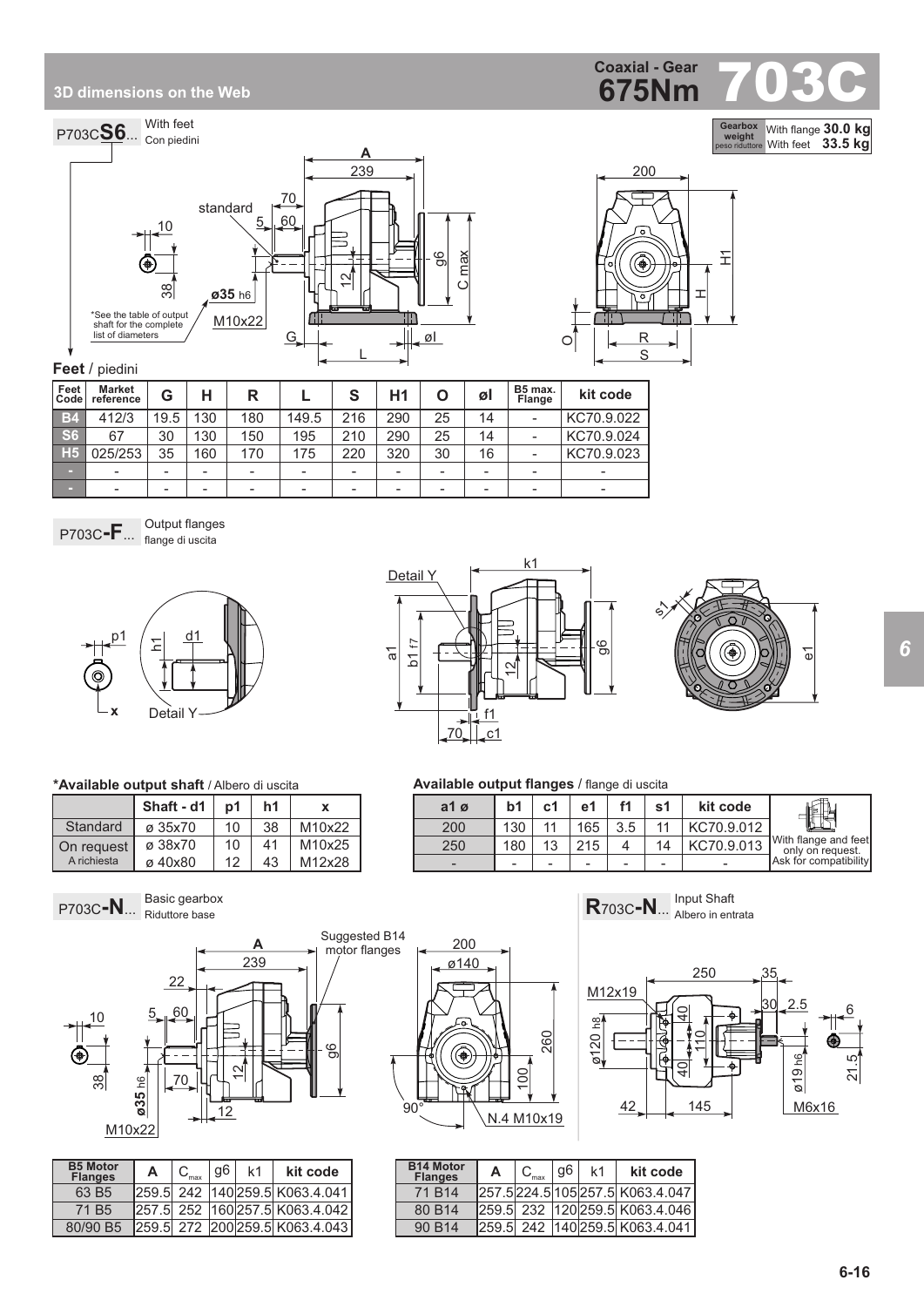3D dimensions on the Web

# Coaxial - Gear 675Nm 703C

| Gearbox weight / peso riduttore | |
|---|---|
| With flange | **30.0 kg** |
| With feet | **33.5 kg** |

## P703C**S6**... With feet / Con piedini

A
239
70
standard
5
60
10
38
12
g6
C max
ø35 h6
M10x22
*See the table of output shaft for the complete list of diameters
G
L
øl
200
H1
H
O
R
S

**Feet** / piedini

| Feet Code | Market reference | G | H | R | L | S | H1 | O | øl | B5 max. Flange | kit code |
|---|---|---|---|---|---|---|---|---|---|---|---|
| B4 | 412/3 | 19.5 | 130 | 180 | 149.5 | 216 | 290 | 25 | 14 | - | KC70.9.022 |
| S6 | 67 | 30 | 130 | 150 | 195 | 210 | 290 | 25 | 14 | - | KC70.9.024 |
| H5 | 025/253 | 35 | 160 | 170 | 175 | 220 | 320 | 30 | 16 | - | KC70.9.023 |
| - | - | - | - | - | - | - | - | - | - | - | - |
| - | - | - | - | - | - | - | - | - | - | - | - |

## P703C**-F**... Output flanges / flange di uscita

p1
x
h1
d1
Detail Y
k1
a1
b1 f7
12
g6
f1
70
c1
s1
e1

***Available output shaft** / Albero di uscita

| | Shaft - d1 | p1 | h1 | x |
|---|---|---|---|---|
| Standard | ø 35x70 | 10 | 38 | M10x22 |
| On request / A richiesta | ø 38x70 | 10 | 41 | M10x25 |
| | ø 40x80 | 12 | 43 | M12x28 |

**Available output flanges** / flange di uscita

| a1 ø | b1 | c1 | e1 | f1 | s1 | kit code | |
|---|---|---|---|---|---|---|---|
| 200 | 130 | 11 | 165 | 3.5 | 11 | KC70.9.012 | With flange and feet only on request. Ask for compatibility |
| 250 | 180 | 13 | 215 | 4 | 14 | KC70.9.013 | |
| - | - | - | - | - | - | - | |

## P703C**-N**... Basic gearbox / Riduttore base

A
239
Suggested B14 motor flanges
22
5
60
10
38
ø35 h6
70
12
12
g6
M10x22
200
ø140
260
100
90°
N.4 M10x19

## **R**703C**-N**... Input Shaft / Albero in entrata

250
35
M12x19
30
2.5
6
ø120 h8
40
110
40
ø19 h6
21.5
42
145
M6x16

| B5 Motor Flanges | A | $C_{max}$ | g6 | k1 | kit code |
|---|---|---|---|---|---|
| 63 B5 | 259.5 | 242 | 140 | 259.5 | K063.4.041 |
| 71 B5 | 257.5 | 252 | 160 | 257.5 | K063.4.042 |
| 80/90 B5 | 259.5 | 272 | 200 | 259.5 | K063.4.043 |

| B14 Motor Flanges | A | $C_{max}$ | g6 | k1 | kit code |
|---|---|---|---|---|---|
| 71 B14 | 257.5 | 224.5 | 105 | 257.5 | K063.4.047 |
| 80 B14 | 259.5 | 232 | 120 | 259.5 | K063.4.046 |
| 90 B14 | 259.5 | 242 | 140 | 259.5 | K063.4.041 |